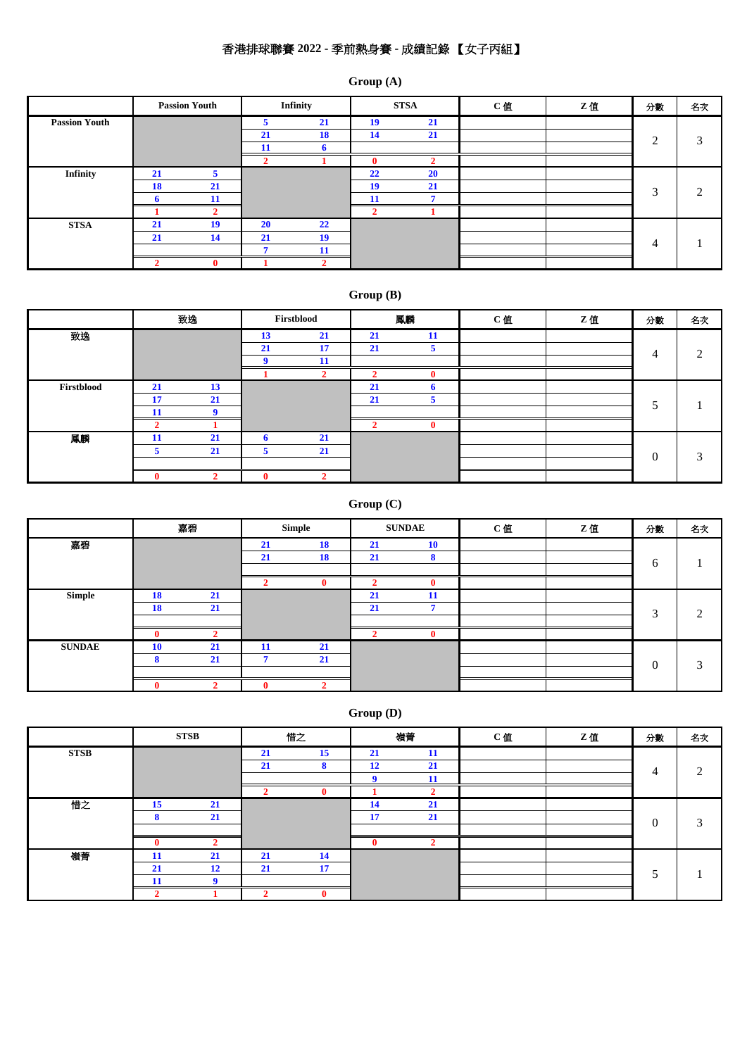# 香港排球聯賽 2022 - 季前熱身賽 - 成績記錄 【女子丙組】

## Group (A)

| | Passion Youth | | Infinity | | STSA | | C 值 | Z 值 | 分數 | 名次 |
|---|---|---|---|---|---|---|---|---|---|---|
| Passion Youth | | | 5 | 21 | 19 | 21 | | | 2 | 3 |
| | | | 21 | 18 | 14 | 21 | | | | |
| | | | 11 | 6 | | | | | | |
| | | | 2 | 1 | 0 | 2 | | | | |
| Infinity | 21 | 5 | | | 22 | 20 | | | 3 | 2 |
| | 18 | 21 | | | 19 | 21 | | | | |
| | 6 | 11 | | | 11 | 7 | | | | |
| | 1 | 2 | | | 2 | 1 | | | | |
| STSA | 21 | 19 | 20 | 22 | | | | | 4 | 1 |
| | 21 | 14 | 21 | 19 | | | | | | |
| | | | 7 | 11 | | | | | | |
| | 2 | 0 | 1 | 2 | | | | | | |

## Group (B)

| | 致逸 | | Firstblood | | 鳳麟 | | C 值 | Z 值 | 分數 | 名次 |
|---|---|---|---|---|---|---|---|---|---|---|
| 致逸 | | | 13 | 21 | 21 | 11 | | | 4 | 2 |
| | | | 21 | 17 | 21 | 5 | | | | |
| | | | 9 | 11 | | | | | | |
| | | | 1 | 2 | 2 | 0 | | | | |
| Firstblood | 21 | 13 | | | 21 | 6 | | | 5 | 1 |
| | 17 | 21 | | | 21 | 5 | | | | |
| | 11 | 9 | | | | | | | | |
| | 2 | 1 | | | 2 | 0 | | | | |
| 鳳麟 | 11 | 21 | 6 | 21 | | | | | 0 | 3 |
| | 5 | 21 | 5 | 21 | | | | | | |
| | | | | | | | | | | |
| | 0 | 2 | 0 | 2 | | | | | | |

## Group (C)

| | 嘉碧 | | Simple | | SUNDAE | | C 值 | Z 值 | 分數 | 名次 |
|---|---|---|---|---|---|---|---|---|---|---|
| 嘉碧 | | | 21 | 18 | 21 | 10 | | | 6 | 1 |
| | | | 21 | 18 | 21 | 8 | | | | |
| | | | | | | | | | | |
| | | | 2 | 0 | 2 | 0 | | | | |
| Simple | 18 | 21 | | | 21 | 11 | | | 3 | 2 |
| | 18 | 21 | | | 21 | 7 | | | | |
| | | | | | | | | | | |
| | 0 | 2 | | | 2 | 0 | | | | |
| SUNDAE | 10 | 21 | 11 | 21 | | | | | 0 | 3 |
| | 8 | 21 | 7 | 21 | | | | | | |
| | | | | | | | | | | |
| | 0 | 2 | 0 | 2 | | | | | | |

## Group (D)

| | STSB | | 惜之 | | 嶺菁 | | C 值 | Z 值 | 分數 | 名次 |
|---|---|---|---|---|---|---|---|---|---|---|
| STSB | | | 21 | 15 | 21 | 11 | | | 4 | 2 |
| | | | 21 | 8 | 12 | 21 | | | | |
| | | | | | 9 | 11 | | | | |
| | | | 2 | 0 | 1 | 2 | | | | |
| 惜之 | 15 | 21 | | | 14 | 21 | | | 0 | 3 |
| | 8 | 21 | | | 17 | 21 | | | | |
| | | | | | | | | | | |
| | 0 | 2 | | | 0 | 2 | | | | |
| 嶺菁 | 11 | 21 | 21 | 14 | | | | | 5 | 1 |
| | 21 | 12 | 21 | 17 | | | | | | |
| | 11 | 9 | | | | | | | | |
| | 2 | 1 | 2 | 0 | | | | | | |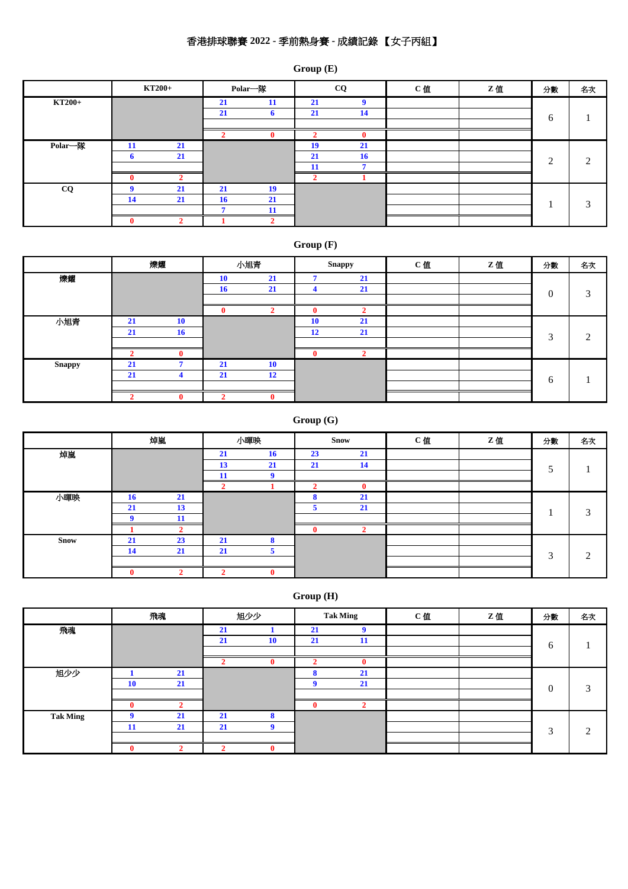# 香港排球聯賽 2022 - 季前熱身賽 - 成績記錄 【女子丙組】

## Group (E)

| | KT200+ | | Polar一隊 | | CQ | | C 值 | Z 值 | 分數 | 名次 |
|---|---|---|---|---|---|---|---|---|---|---|
| KT200+ | | | 21 | 11 | 21 | 9 | | | 6 | 1 |
| | | | 21 | 6 | 21 | 14 | | | | |
| | | | | | | | | | | |
| | | | 2 | 0 | 2 | 0 | | | | |
| Polar一隊 | 11 | 21 | | | 19 | 21 | | | 2 | 2 |
| | 6 | 21 | | | 21 | 16 | | | | |
| | | | | | 11 | 7 | | | | |
| | 0 | 2 | | | 2 | 1 | | | | |
| CQ | 9 | 21 | 21 | 19 | | | | | 1 | 3 |
| | 14 | 21 | 16 | 21 | | | | | | |
| | | | 7 | 11 | | | | | | |
| | 0 | 2 | 1 | 2 | | | | | | |

## Group (F)

| | 燦耀 | | 小旭青 | | Snappy | | C 值 | Z 值 | 分數 | 名次 |
|---|---|---|---|---|---|---|---|---|---|---|
| 燦耀 | | | 10 | 21 | 7 | 21 | | | 0 | 3 |
| | | | 16 | 21 | 4 | 21 | | | | |
| | | | | | | | | | | |
| | | | 0 | 2 | 0 | 2 | | | | |
| 小旭青 | 21 | 10 | | | 10 | 21 | | | 3 | 2 |
| | 21 | 16 | | | 12 | 21 | | | | |
| | | | | | | | | | | |
| | 2 | 0 | | | 0 | 2 | | | | |
| Snappy | 21 | 7 | 21 | 10 | | | | | 6 | 1 |
| | 21 | 4 | 21 | 12 | | | | | | |
| | | | | | | | | | | |
| | 2 | 0 | 2 | 0 | | | | | | |

## Group (G)

| | 焯嵐 | | 小暉映 | | Snow | | C 值 | Z 值 | 分數 | 名次 |
|---|---|---|---|---|---|---|---|---|---|---|
| 焯嵐 | | | 21 | 16 | 23 | 21 | | | 5 | 1 |
| | | | 13 | 21 | 21 | 14 | | | | |
| | | | 11 | 9 | | | | | | |
| | | | 2 | 1 | 2 | 0 | | | | |
| 小暉映 | 16 | 21 | | | 8 | 21 | | | 1 | 3 |
| | 21 | 13 | | | 5 | 21 | | | | |
| | 9 | 11 | | | | | | | | |
| | 1 | 2 | | | 0 | 2 | | | | |
| Snow | 21 | 23 | 21 | 8 | | | | | 3 | 2 |
| | 14 | 21 | 21 | 5 | | | | | | |
| | | | | | | | | | | |
| | 0 | 2 | 2 | 0 | | | | | | |

## Group (H)

| | 飛魂 | | 旭少少 | | Tak Ming | | C 值 | Z 值 | 分數 | 名次 |
|---|---|---|---|---|---|---|---|---|---|---|
| 飛魂 | | | 21 | 1 | 21 | 9 | | | 6 | 1 |
| | | | 21 | 10 | 21 | 11 | | | | |
| | | | | | | | | | | |
| | | | 2 | 0 | 2 | 0 | | | | |
| 旭少少 | 1 | 21 | | | 8 | 21 | | | 0 | 3 |
| | 10 | 21 | | | 9 | 21 | | | | |
| | | | | | | | | | | |
| | 0 | 2 | | | 0 | 2 | | | | |
| Tak Ming | 9 | 21 | 21 | 8 | | | | | 3 | 2 |
| | 11 | 21 | 21 | 9 | | | | | | |
| | | | | | | | | | | |
| | 0 | 2 | 2 | 0 | | | | | | |